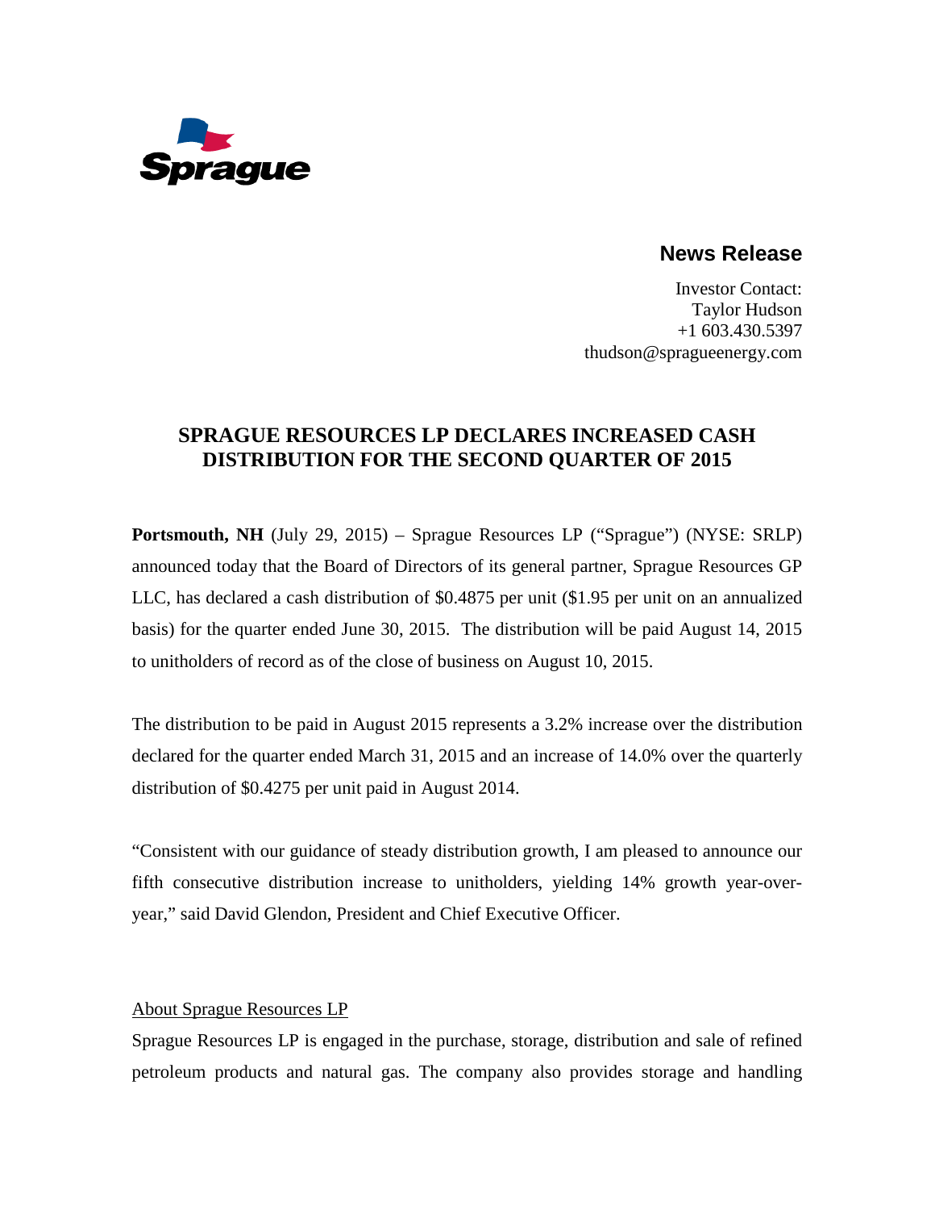Sprague

## News Release

Investor Contact:
Taylor Hudson
+1 603.430.5397
thudson@spragueenergy.com

# SPRAGUE RESOURCES LP DECLARES INCREASED CASH DISTRIBUTION FOR THE SECOND QUARTER OF 2015

**Portsmouth, NH** (July 29, 2015) – Sprague Resources LP ("Sprague") (NYSE: SRLP) announced today that the Board of Directors of its general partner, Sprague Resources GP LLC, has declared a cash distribution of $0.4875 per unit ($1.95 per unit on an annualized basis) for the quarter ended June 30, 2015. The distribution will be paid August 14, 2015 to unitholders of record as of the close of business on August 10, 2015.

The distribution to be paid in August 2015 represents a 3.2% increase over the distribution declared for the quarter ended March 31, 2015 and an increase of 14.0% over the quarterly distribution of $0.4275 per unit paid in August 2014.

"Consistent with our guidance of steady distribution growth, I am pleased to announce our fifth consecutive distribution increase to unitholders, yielding 14% growth year-over-year," said David Glendon, President and Chief Executive Officer.

About Sprague Resources LP

Sprague Resources LP is engaged in the purchase, storage, distribution and sale of refined petroleum products and natural gas. The company also provides storage and handling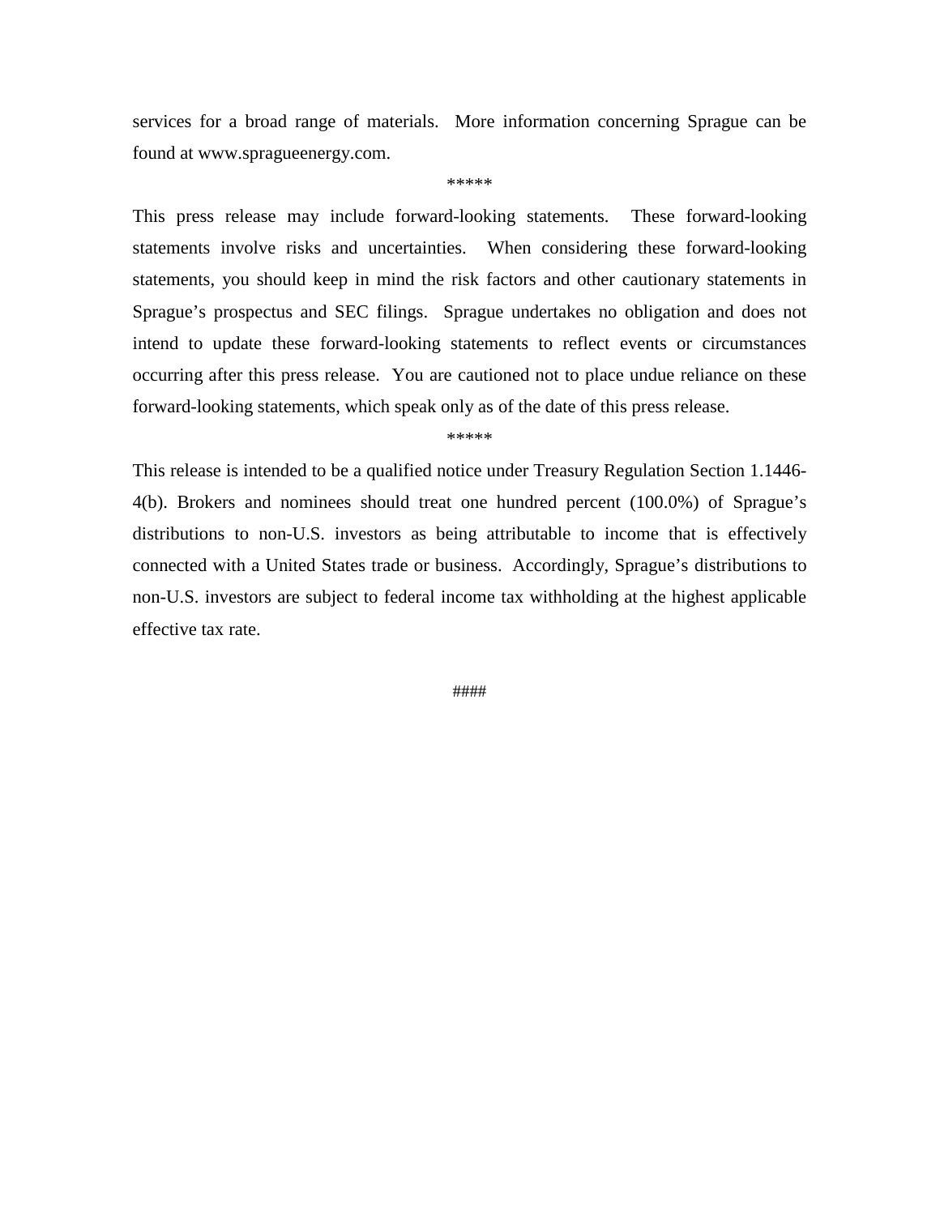services for a broad range of materials. More information concerning Sprague can be found at www.spragueenergy.com.

*****

This press release may include forward-looking statements. These forward-looking statements involve risks and uncertainties. When considering these forward-looking statements, you should keep in mind the risk factors and other cautionary statements in Sprague's prospectus and SEC filings. Sprague undertakes no obligation and does not intend to update these forward-looking statements to reflect events or circumstances occurring after this press release. You are cautioned not to place undue reliance on these forward-looking statements, which speak only as of the date of this press release.

*****

This release is intended to be a qualified notice under Treasury Regulation Section 1.1446-4(b). Brokers and nominees should treat one hundred percent (100.0%) of Sprague's distributions to non-U.S. investors as being attributable to income that is effectively connected with a United States trade or business. Accordingly, Sprague's distributions to non-U.S. investors are subject to federal income tax withholding at the highest applicable effective tax rate.

####